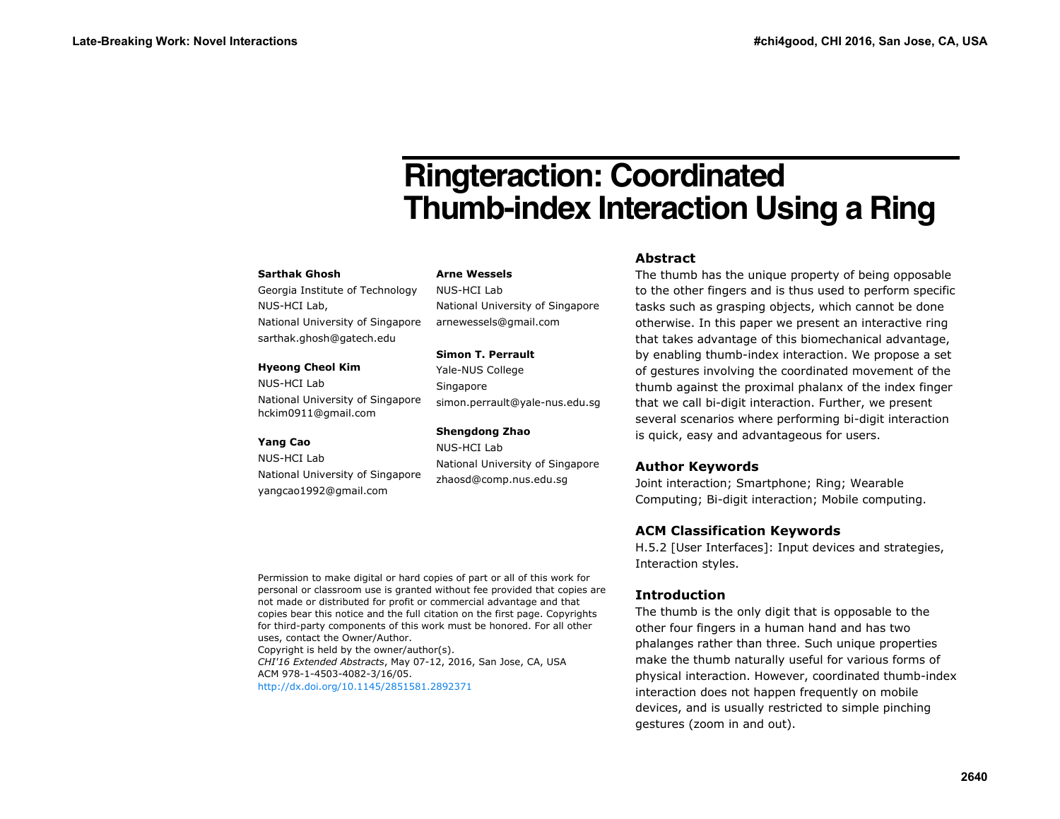# Ringteraction: Coordinated Thumb-index Interaction Using a Ring

**Sarthak Ghosh**
Georgia Institute of Technology
NUS-HCI Lab,
National University of Singapore
sarthak.ghosh@gatech.edu

**Hyeong Cheol Kim**
NUS-HCI Lab
National University of Singapore
hckim0911@gmail.com

**Yang Cao**
NUS-HCI Lab
National University of Singapore
yangcao1992@gmail.com

**Arne Wessels**
NUS-HCI Lab
National University of Singapore
arnewessels@gmail.com

**Simon T. Perrault**
Yale-NUS College
Singapore
simon.perrault@yale-nus.edu.sg

**Shengdong Zhao**
NUS-HCI Lab
National University of Singapore
zhaosd@comp.nus.edu.sg

Permission to make digital or hard copies of part or all of this work for personal or classroom use is granted without fee provided that copies are not made or distributed for profit or commercial advantage and that copies bear this notice and the full citation on the first page. Copyrights for third-party components of this work must be honored. For all other uses, contact the Owner/Author.
Copyright is held by the owner/author(s).
*CHI'16 Extended Abstracts*, May 07-12, 2016, San Jose, CA, USA
ACM 978-1-4503-4082-3/16/05.
http://dx.doi.org/10.1145/2851581.2892371

## Abstract

The thumb has the unique property of being opposable to the other fingers and is thus used to perform specific tasks such as grasping objects, which cannot be done otherwise. In this paper we present an interactive ring that takes advantage of this biomechanical advantage, by enabling thumb-index interaction. We propose a set of gestures involving the coordinated movement of the thumb against the proximal phalanx of the index finger that we call bi-digit interaction. Further, we present several scenarios where performing bi-digit interaction is quick, easy and advantageous for users.

## Author Keywords

Joint interaction; Smartphone; Ring; Wearable Computing; Bi-digit interaction; Mobile computing.

## ACM Classification Keywords

H.5.2 [User Interfaces]: Input devices and strategies, Interaction styles.

## Introduction

The thumb is the only digit that is opposable to the other four fingers in a human hand and has two phalanges rather than three. Such unique properties make the thumb naturally useful for various forms of physical interaction. However, coordinated thumb-index interaction does not happen frequently on mobile devices, and is usually restricted to simple pinching gestures (zoom in and out).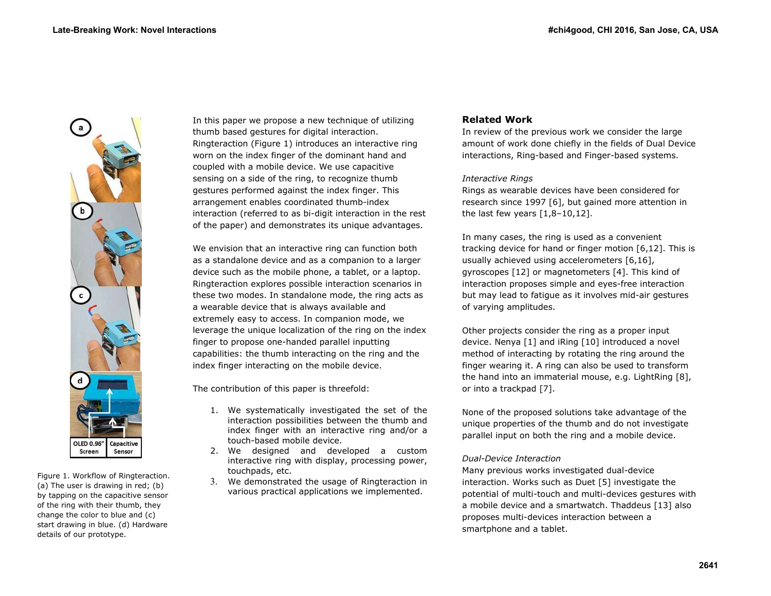Figure 1. Workflow of Ringteraction. (a) The user is drawing in red; (b) by tapping on the capacitive sensor of the ring with their thumb, they change the color to blue and (c) start drawing in blue. (d) Hardware details of our prototype.

In this paper we propose a new technique of utilizing thumb based gestures for digital interaction. Ringteraction (Figure 1) introduces an interactive ring worn on the index finger of the dominant hand and coupled with a mobile device. We use capacitive sensing on a side of the ring, to recognize thumb gestures performed against the index finger. This arrangement enables coordinated thumb-index interaction (referred to as bi-digit interaction in the rest of the paper) and demonstrates its unique advantages.

We envision that an interactive ring can function both as a standalone device and as a companion to a larger device such as the mobile phone, a tablet, or a laptop. Ringteraction explores possible interaction scenarios in these two modes. In standalone mode, the ring acts as a wearable device that is always available and extremely easy to access. In companion mode, we leverage the unique localization of the ring on the index finger to propose one-handed parallel inputting capabilities: the thumb interacting on the ring and the index finger interacting on the mobile device.

The contribution of this paper is threefold:

1. We systematically investigated the set of the interaction possibilities between the thumb and index finger with an interactive ring and/or a touch-based mobile device.
2. We designed and developed a custom interactive ring with display, processing power, touchpads, etc.
3. We demonstrated the usage of Ringteraction in various practical applications we implemented.

## Related Work

In review of the previous work we consider the large amount of work done chiefly in the fields of Dual Device interactions, Ring-based and Finger-based systems.

### *Interactive Rings*

Rings as wearable devices have been considered for research since 1997 [6], but gained more attention in the last few years [1,8–10,12].

In many cases, the ring is used as a convenient tracking device for hand or finger motion [6,12]. This is usually achieved using accelerometers [6,16], gyroscopes [12] or magnetometers [4]. This kind of interaction proposes simple and eyes-free interaction but may lead to fatigue as it involves mid-air gestures of varying amplitudes.

Other projects consider the ring as a proper input device. Nenya [1] and iRing [10] introduced a novel method of interacting by rotating the ring around the finger wearing it. A ring can also be used to transform the hand into an immaterial mouse, e.g. LightRing [8], or into a trackpad [7].

None of the proposed solutions take advantage of the unique properties of the thumb and do not investigate parallel input on both the ring and a mobile device.

### *Dual-Device Interaction*

Many previous works investigated dual-device interaction. Works such as Duet [5] investigate the potential of multi-touch and multi-devices gestures with a mobile device and a smartwatch. Thaddeus [13] also proposes multi-devices interaction between a smartphone and a tablet.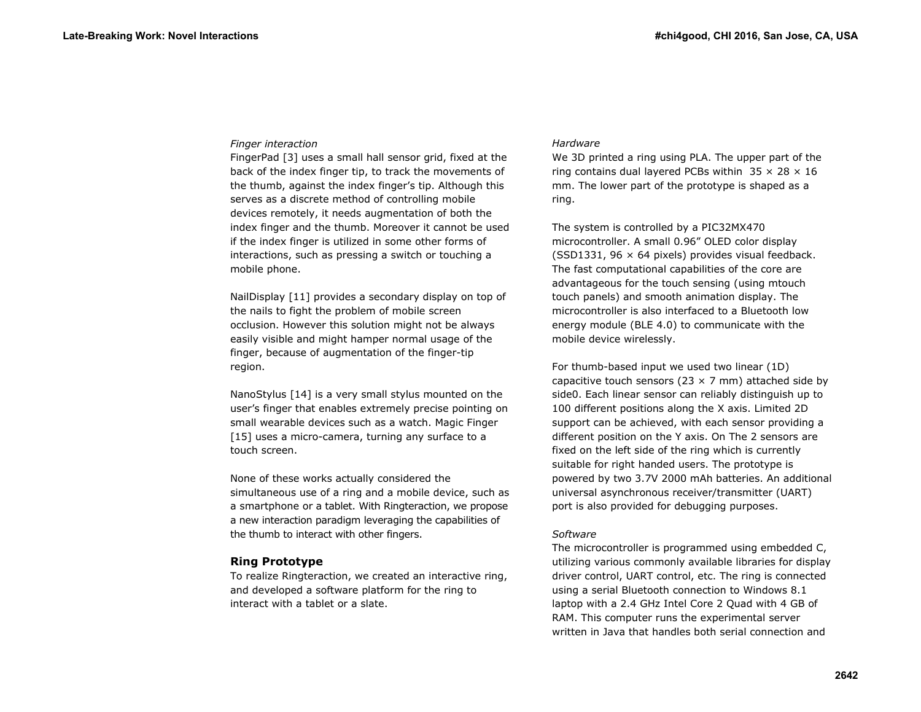*Finger interaction*

FingerPad [3] uses a small hall sensor grid, fixed at the back of the index finger tip, to track the movements of the thumb, against the index finger's tip. Although this serves as a discrete method of controlling mobile devices remotely, it needs augmentation of both the index finger and the thumb. Moreover it cannot be used if the index finger is utilized in some other forms of interactions, such as pressing a switch or touching a mobile phone.

NailDisplay [11] provides a secondary display on top of the nails to fight the problem of mobile screen occlusion. However this solution might not be always easily visible and might hamper normal usage of the finger, because of augmentation of the finger-tip region.

NanoStylus [14] is a very small stylus mounted on the user's finger that enables extremely precise pointing on small wearable devices such as a watch. Magic Finger [15] uses a micro-camera, turning any surface to a touch screen.

None of these works actually considered the simultaneous use of a ring and a mobile device, such as a smartphone or a tablet. With Ringteraction, we propose a new interaction paradigm leveraging the capabilities of the thumb to interact with other fingers.

## Ring Prototype

To realize Ringteraction, we created an interactive ring, and developed a software platform for the ring to interact with a tablet or a slate.

*Hardware*

We 3D printed a ring using PLA. The upper part of the ring contains dual layered PCBs within $35 \times 28 \times 16$ mm. The lower part of the prototype is shaped as a ring.

The system is controlled by a PIC32MX470 microcontroller. A small 0.96" OLED color display (SSD1331, $96 \times 64$ pixels) provides visual feedback. The fast computational capabilities of the core are advantageous for the touch sensing (using mtouch touch panels) and smooth animation display. The microcontroller is also interfaced to a Bluetooth low energy module (BLE 4.0) to communicate with the mobile device wirelessly.

For thumb-based input we used two linear (1D) capacitive touch sensors ($23 \times 7$ mm) attached side by side0. Each linear sensor can reliably distinguish up to 100 different positions along the X axis. Limited 2D support can be achieved, with each sensor providing a different position on the Y axis. On The 2 sensors are fixed on the left side of the ring which is currently suitable for right handed users. The prototype is powered by two 3.7V 2000 mAh batteries. An additional universal asynchronous receiver/transmitter (UART) port is also provided for debugging purposes.

*Software*

The microcontroller is programmed using embedded C, utilizing various commonly available libraries for display driver control, UART control, etc. The ring is connected using a serial Bluetooth connection to Windows 8.1 laptop with a 2.4 GHz Intel Core 2 Quad with 4 GB of RAM. This computer runs the experimental server written in Java that handles both serial connection and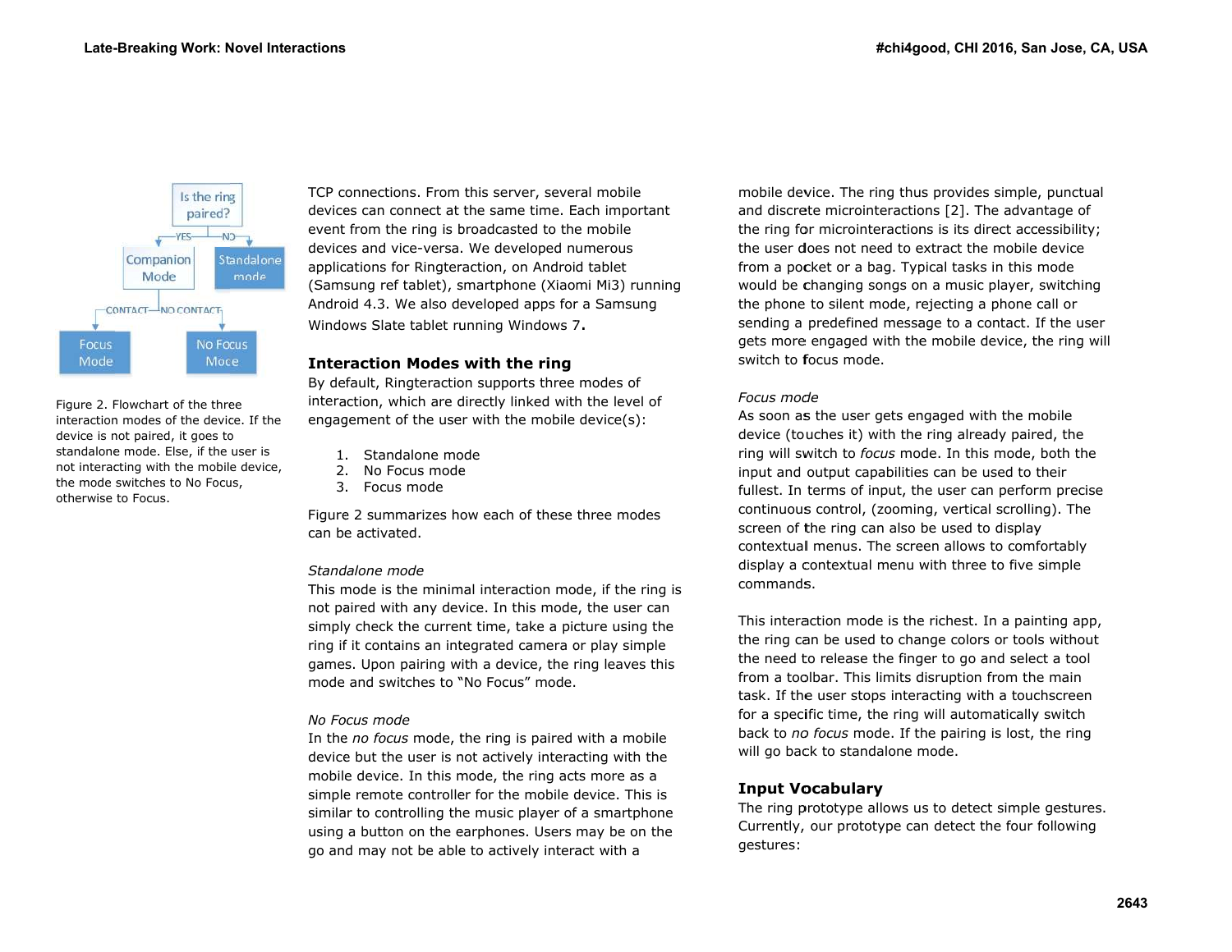Figure 2. Flowchart of the three interaction modes of the device. If the device is not paired, it goes to standalone mode. Else, if the user is not interacting with the mobile device, the mode switches to No Focus, otherwise to Focus.

TCP connections. From this server, several mobile devices can connect at the same time. Each important event from the ring is broadcasted to the mobile devices and vice-versa. We developed numerous applications for Ringteraction, on Android tablet (Samsung ref tablet), smartphone (Xiaomi Mi3) running Android 4.3. We also developed apps for a Samsung Windows Slate tablet running Windows 7.

## Interaction Modes with the ring

By default, Ringteraction supports three modes of interaction, which are directly linked with the level of engagement of the user with the mobile device(s):

1. Standalone mode
2. No Focus mode
3. Focus mode

Figure 2 summarizes how each of these three modes can be activated.

*Standalone mode*

This mode is the minimal interaction mode, if the ring is not paired with any device. In this mode, the user can simply check the current time, take a picture using the ring if it contains an integrated camera or play simple games. Upon pairing with a device, the ring leaves this mode and switches to "No Focus" mode.

*No Focus mode*

In the *no focus* mode, the ring is paired with a mobile device but the user is not actively interacting with the mobile device. In this mode, the ring acts more as a simple remote controller for the mobile device. This is similar to controlling the music player of a smartphone using a button on the earphones. Users may be on the go and may not be able to actively interact with a mobile device. The ring thus provides simple, punctual and discrete microinteractions [2]. The advantage of the ring for microinteractions is its direct accessibility; the user does not need to extract the mobile device from a pocket or a bag. Typical tasks in this mode would be changing songs on a music player, switching the phone to silent mode, rejecting a phone call or sending a predefined message to a contact. If the user gets more engaged with the mobile device, the ring will switch to focus mode.

*Focus mode*

As soon as the user gets engaged with the mobile device (touches it) with the ring already paired, the ring will switch to *focus* mode. In this mode, both the input and output capabilities can be used to their fullest. In terms of input, the user can perform precise continuous control, (zooming, vertical scrolling). The screen of the ring can also be used to display contextual menus. The screen allows to comfortably display a contextual menu with three to five simple commands.

This interaction mode is the richest. In a painting app, the ring can be used to change colors or tools without the need to release the finger to go and select a tool from a toolbar. This limits disruption from the main task. If the user stops interacting with a touchscreen for a specific time, the ring will automatically switch back to *no focus* mode. If the pairing is lost, the ring will go back to standalone mode.

## Input Vocabulary

The ring prototype allows us to detect simple gestures. Currently, our prototype can detect the four following gestures: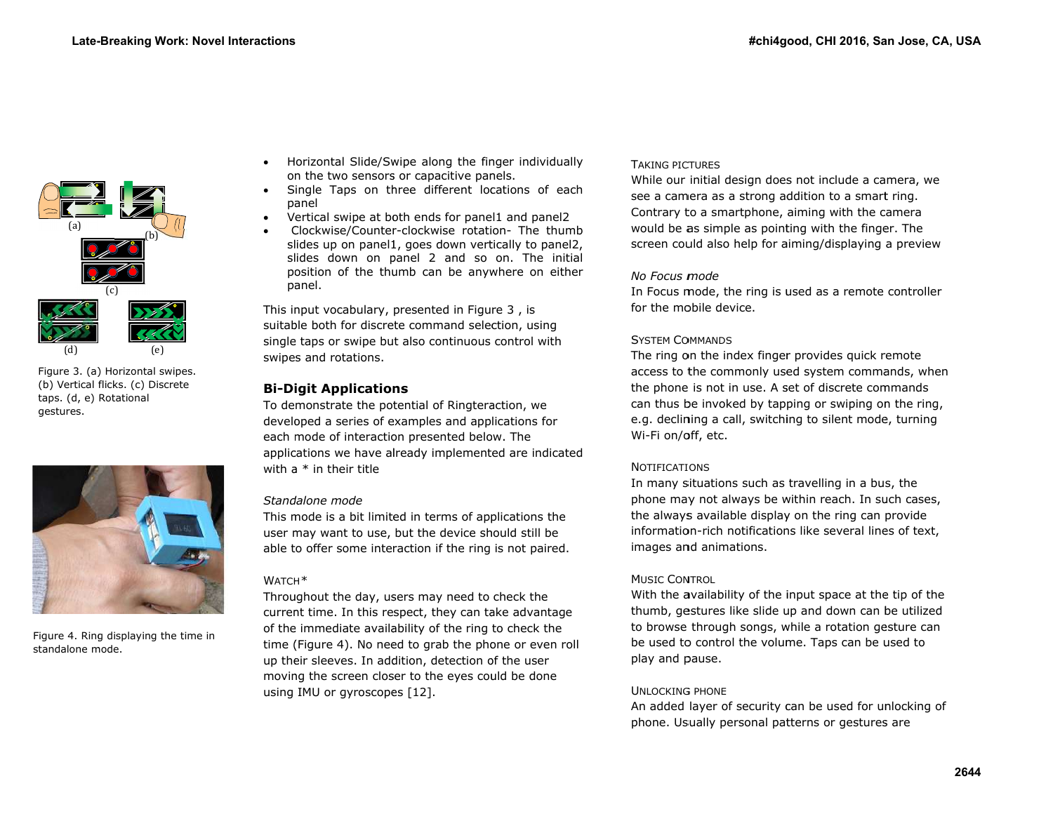Figure 3. (a) Horizontal swipes. (b) Vertical flicks. (c) Discrete taps. (d, e) Rotational gestures.

Figure 4. Ring displaying the time in standalone mode.

- Horizontal Slide/Swipe along the finger individually on the two sensors or capacitive panels.
- Single Taps on three different locations of each panel
- Vertical swipe at both ends for panel1 and panel2
- Clockwise/Counter-clockwise rotation- The thumb slides up on panel1, goes down vertically to panel2, slides down on panel 2 and so on. The initial position of the thumb can be anywhere on either panel.

This input vocabulary, presented in Figure 3 , is suitable both for discrete command selection, using single taps or swipe but also continuous control with swipes and rotations.

## Bi-Digit Applications

To demonstrate the potential of Ringteraction, we developed a series of examples and applications for each mode of interaction presented below. The applications we have already implemented are indicated with a * in their title

*Standalone mode*

This mode is a bit limited in terms of applications the user may want to use, but the device should still be able to offer some interaction if the ring is not paired.

WATCH*

Throughout the day, users may need to check the current time. In this respect, they can take advantage of the immediate availability of the ring to check the time (Figure 4). No need to grab the phone or even roll up their sleeves. In addition, detection of the user moving the screen closer to the eyes could be done using IMU or gyroscopes [12].

TAKING PICTURES

While our initial design does not include a camera, we see a camera as a strong addition to a smart ring. Contrary to a smartphone, aiming with the camera would be as simple as pointing with the finger. The screen could also help for aiming/displaying a preview

*No Focus mode*

In Focus mode, the ring is used as a remote controller for the mobile device.

SYSTEM COMMANDS

The ring on the index finger provides quick remote access to the commonly used system commands, when the phone is not in use. A set of discrete commands can thus be invoked by tapping or swiping on the ring, e.g. declining a call, switching to silent mode, turning Wi-Fi on/off, etc.

NOTIFICATIONS

In many situations such as travelling in a bus, the phone may not always be within reach. In such cases, the always available display on the ring can provide information-rich notifications like several lines of text, images and animations.

MUSIC CONTROL

With the availability of the input space at the tip of the thumb, gestures like slide up and down can be utilized to browse through songs, while a rotation gesture can be used to control the volume. Taps can be used to play and pause.

UNLOCKING PHONE

An added layer of security can be used for unlocking of phone. Usually personal patterns or gestures are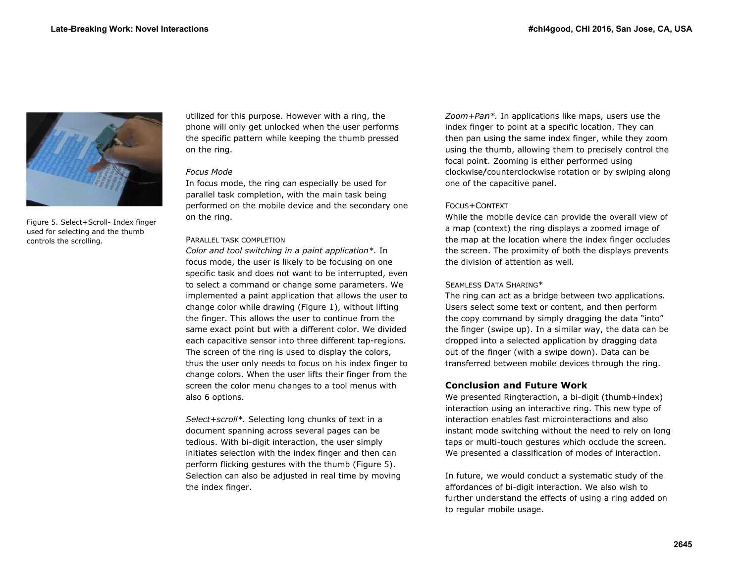Figure 5. Select+Scroll- Index finger used for selecting and the thumb controls the scrolling.

utilized for this purpose. However with a ring, the phone will only get unlocked when the user performs the specific pattern while keeping the thumb pressed on the ring.

### Focus Mode

In focus mode, the ring can especially be used for parallel task completion, with the main task being performed on the mobile device and the secondary one on the ring.

#### PARALLEL TASK COMPLETION

*Color and tool switching in a paint application\*.* In focus mode, the user is likely to be focusing on one specific task and does not want to be interrupted, even to select a command or change some parameters. We implemented a paint application that allows the user to change color while drawing (Figure 1), without lifting the finger. This allows the user to continue from the same exact point but with a different color. We divided each capacitive sensor into three different tap-regions. The screen of the ring is used to display the colors, thus the user only needs to focus on his index finger to change colors. When the user lifts their finger from the screen the color menu changes to a tool menus with also 6 options.

*Select+scroll\*.* Selecting long chunks of text in a document spanning across several pages can be tedious. With bi-digit interaction, the user simply initiates selection with the index finger and then can perform flicking gestures with the thumb (Figure 5). Selection can also be adjusted in real time by moving the index finger.

*Zoom+Pan\*.* In applications like maps, users use the index finger to point at a specific location. They can then pan using the same index finger, while they zoom using the thumb, allowing them to precisely control the focal point. Zooming is either performed using clockwise/counterclockwise rotation or by swiping along one of the capacitive panel.

#### FOCUS+CONTEXT

While the mobile device can provide the overall view of a map (context) the ring displays a zoomed image of the map at the location where the index finger occludes the screen. The proximity of both the displays prevents the division of attention as well.

#### SEAMLESS DATA SHARING*

The ring can act as a bridge between two applications. Users select some text or content, and then perform the copy command by simply dragging the data "into" the finger (swipe up). In a similar way, the data can be dropped into a selected application by dragging data out of the finger (with a swipe down). Data can be transferred between mobile devices through the ring.

## Conclusion and Future Work

We presented Ringteraction, a bi-digit (thumb+index) interaction using an interactive ring. This new type of interaction enables fast microinteractions and also instant mode switching without the need to rely on long taps or multi-touch gestures which occlude the screen. We presented a classification of modes of interaction.

In future, we would conduct a systematic study of the affordances of bi-digit interaction. We also wish to further understand the effects of using a ring added on to regular mobile usage.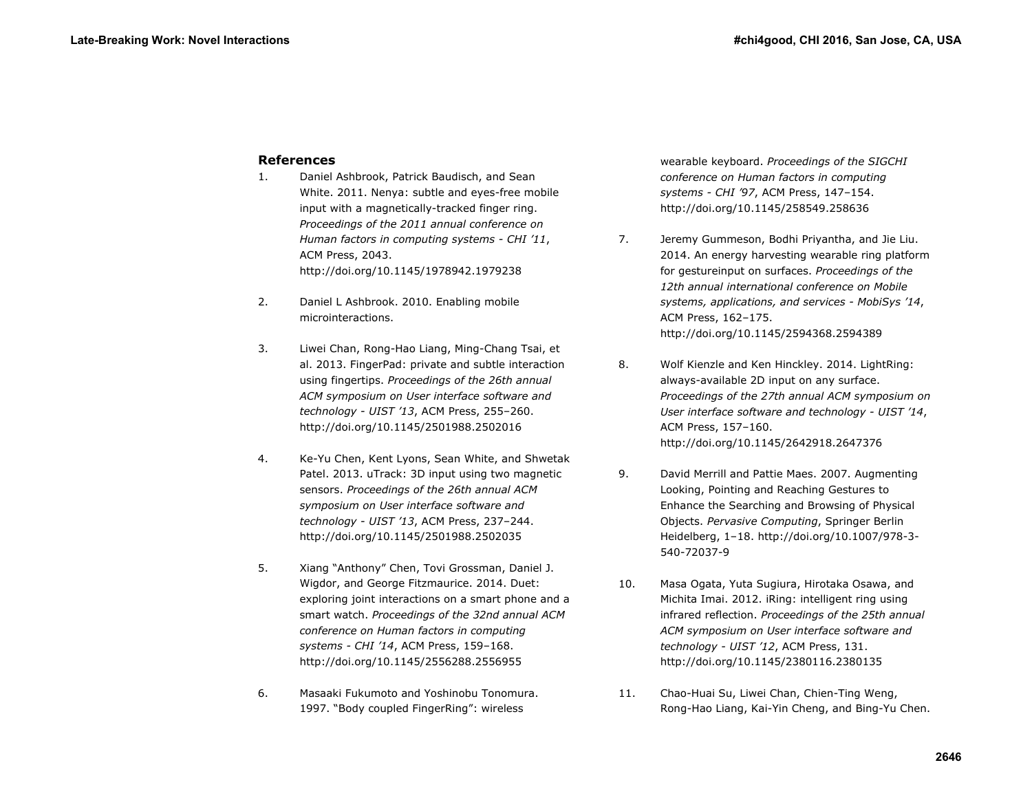## References

1. Daniel Ashbrook, Patrick Baudisch, and Sean White. 2011. Nenya: subtle and eyes-free mobile input with a magnetically-tracked finger ring. *Proceedings of the 2011 annual conference on Human factors in computing systems - CHI '11*, ACM Press, 2043. http://doi.org/10.1145/1978942.1979238

2. Daniel L Ashbrook. 2010. Enabling mobile microinteractions.

3. Liwei Chan, Rong-Hao Liang, Ming-Chang Tsai, et al. 2013. FingerPad: private and subtle interaction using fingertips. *Proceedings of the 26th annual ACM symposium on User interface software and technology - UIST '13*, ACM Press, 255–260. http://doi.org/10.1145/2501988.2502016

4. Ke-Yu Chen, Kent Lyons, Sean White, and Shwetak Patel. 2013. uTrack: 3D input using two magnetic sensors. *Proceedings of the 26th annual ACM symposium on User interface software and technology - UIST '13*, ACM Press, 237–244. http://doi.org/10.1145/2501988.2502035

5. Xiang "Anthony" Chen, Tovi Grossman, Daniel J. Wigdor, and George Fitzmaurice. 2014. Duet: exploring joint interactions on a smart phone and a smart watch. *Proceedings of the 32nd annual ACM conference on Human factors in computing systems - CHI '14*, ACM Press, 159–168. http://doi.org/10.1145/2556288.2556955

6. Masaaki Fukumoto and Yoshinobu Tonomura. 1997. "Body coupled FingerRing": wireless wearable keyboard. *Proceedings of the SIGCHI conference on Human factors in computing systems - CHI '97*, ACM Press, 147–154. http://doi.org/10.1145/258549.258636

7. Jeremy Gummeson, Bodhi Priyantha, and Jie Liu. 2014. An energy harvesting wearable ring platform for gestureinput on surfaces. *Proceedings of the 12th annual international conference on Mobile systems, applications, and services - MobiSys '14*, ACM Press, 162–175. http://doi.org/10.1145/2594368.2594389

8. Wolf Kienzle and Ken Hinckley. 2014. LightRing: always-available 2D input on any surface. *Proceedings of the 27th annual ACM symposium on User interface software and technology - UIST '14*, ACM Press, 157–160. http://doi.org/10.1145/2642918.2647376

9. David Merrill and Pattie Maes. 2007. Augmenting Looking, Pointing and Reaching Gestures to Enhance the Searching and Browsing of Physical Objects. *Pervasive Computing*, Springer Berlin Heidelberg, 1–18. http://doi.org/10.1007/978-3-540-72037-9

10. Masa Ogata, Yuta Sugiura, Hirotaka Osawa, and Michita Imai. 2012. iRing: intelligent ring using infrared reflection. *Proceedings of the 25th annual ACM symposium on User interface software and technology - UIST '12*, ACM Press, 131. http://doi.org/10.1145/2380116.2380135

11. Chao-Huai Su, Liwei Chan, Chien-Ting Weng, Rong-Hao Liang, Kai-Yin Cheng, and Bing-Yu Chen.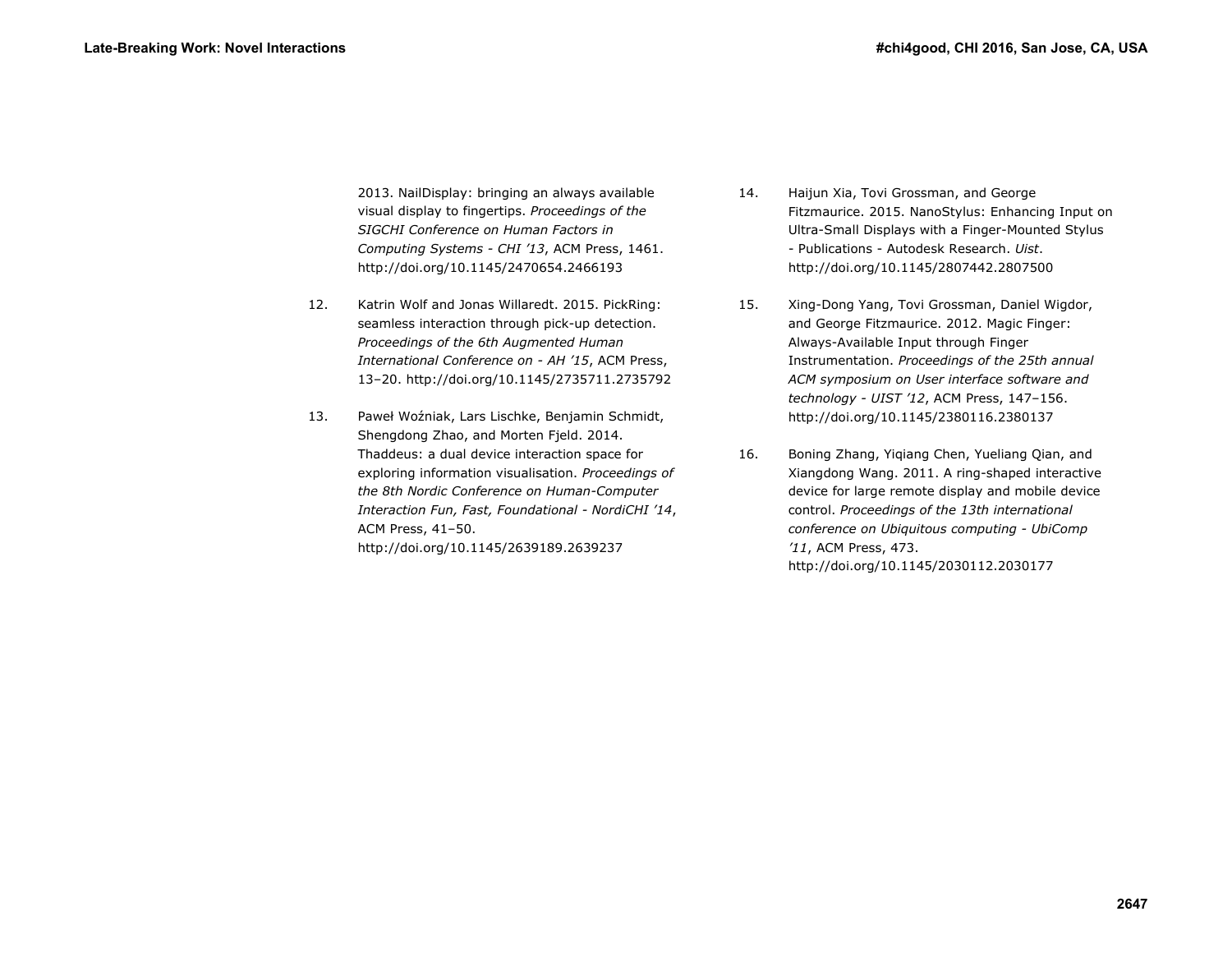2013. NailDisplay: bringing an always available visual display to fingertips. *Proceedings of the SIGCHI Conference on Human Factors in Computing Systems - CHI '13*, ACM Press, 1461. http://doi.org/10.1145/2470654.2466193

12. Katrin Wolf and Jonas Willaredt. 2015. PickRing: seamless interaction through pick-up detection. *Proceedings of the 6th Augmented Human International Conference on - AH '15*, ACM Press, 13–20. http://doi.org/10.1145/2735711.2735792

13. Paweł Woźniak, Lars Lischke, Benjamin Schmidt, Shengdong Zhao, and Morten Fjeld. 2014. Thaddeus: a dual device interaction space for exploring information visualisation. *Proceedings of the 8th Nordic Conference on Human-Computer Interaction Fun, Fast, Foundational - NordiCHI '14*, ACM Press, 41–50. http://doi.org/10.1145/2639189.2639237

14. Haijun Xia, Tovi Grossman, and George Fitzmaurice. 2015. NanoStylus: Enhancing Input on Ultra-Small Displays with a Finger-Mounted Stylus - Publications - Autodesk Research. *Uist*. http://doi.org/10.1145/2807442.2807500

15. Xing-Dong Yang, Tovi Grossman, Daniel Wigdor, and George Fitzmaurice. 2012. Magic Finger: Always-Available Input through Finger Instrumentation. *Proceedings of the 25th annual ACM symposium on User interface software and technology - UIST '12*, ACM Press, 147–156. http://doi.org/10.1145/2380116.2380137

16. Boning Zhang, Yiqiang Chen, Yueliang Qian, and Xiangdong Wang. 2011. A ring-shaped interactive device for large remote display and mobile device control. *Proceedings of the 13th international conference on Ubiquitous computing - UbiComp '11*, ACM Press, 473. http://doi.org/10.1145/2030112.2030177